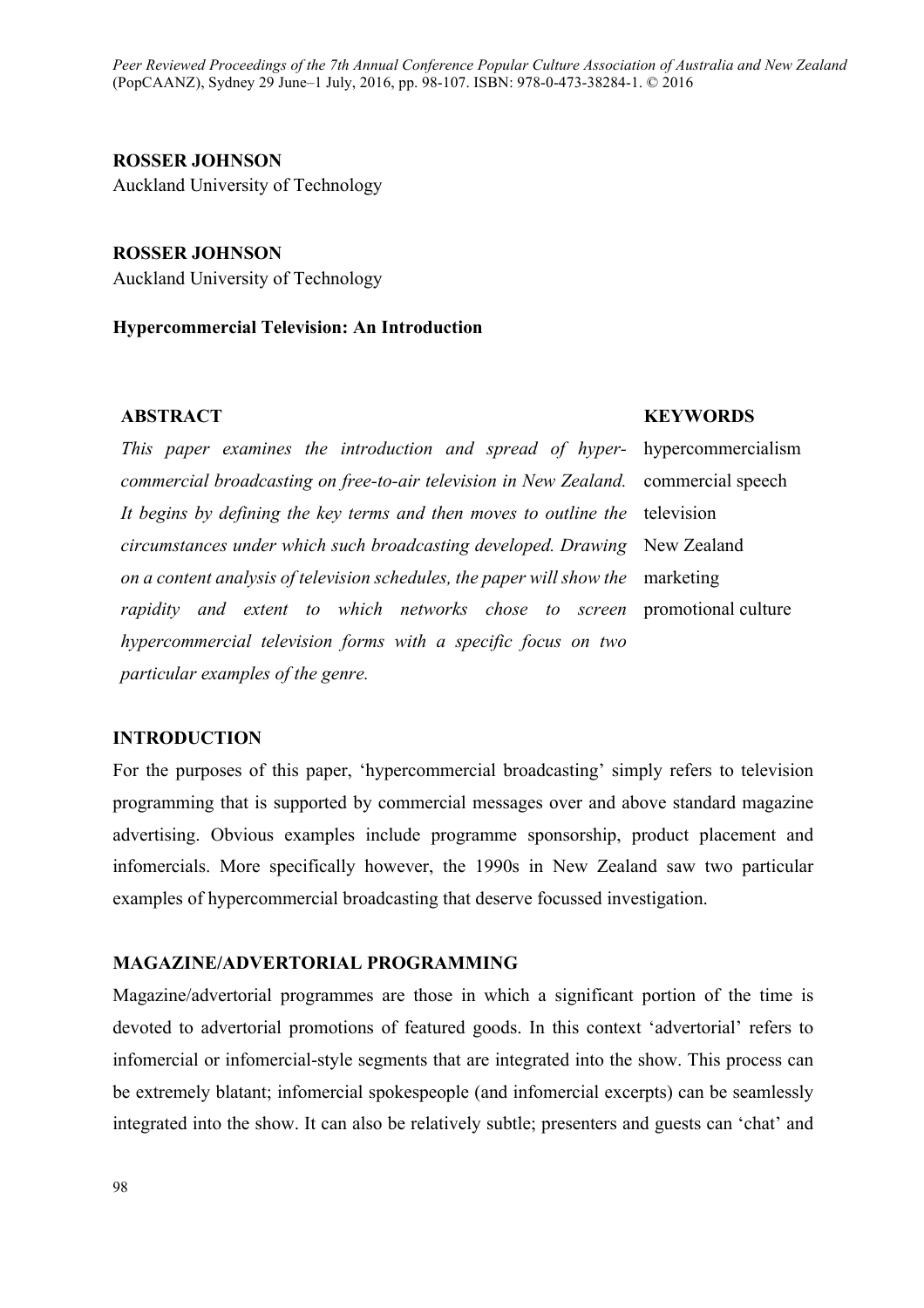*Peer Reviewed Proceedings of the 7th Annual Conference Popular Culture Association of Australia and New Zealand* (PopCAANZ), Sydney 29 June–1 July, 2016, pp. 98-107. ISBN: 978-0-473-38284-1. © 2016

**ROSSER JOHNSON**
Auckland University of Technology

**ROSSER JOHNSON**
Auckland University of Technology

**Hypercommercial Television: An Introduction**

**ABSTRACT**

*This paper examines the introduction and spread of hyper-commercial broadcasting on free-to-air television in New Zealand. It begins by defining the key terms and then moves to outline the circumstances under which such broadcasting developed. Drawing on a content analysis of television schedules, the paper will show the rapidity and extent to which networks chose to screen hypercommercial television forms with a specific focus on two particular examples of the genre.*

**KEYWORDS**

hypercommercialism
commercial speech
television
New Zealand
marketing
promotional culture

## INTRODUCTION

For the purposes of this paper, 'hypercommercial broadcasting' simply refers to television programming that is supported by commercial messages over and above standard magazine advertising. Obvious examples include programme sponsorship, product placement and infomercials. More specifically however, the 1990s in New Zealand saw two particular examples of hypercommercial broadcasting that deserve focussed investigation.

## MAGAZINE/ADVERTORIAL PROGRAMMING

Magazine/advertorial programmes are those in which a significant portion of the time is devoted to advertorial promotions of featured goods. In this context 'advertorial' refers to infomercial or infomercial-style segments that are integrated into the show. This process can be extremely blatant; infomercial spokespeople (and infomercial excerpts) can be seamlessly integrated into the show. It can also be relatively subtle; presenters and guests can 'chat' and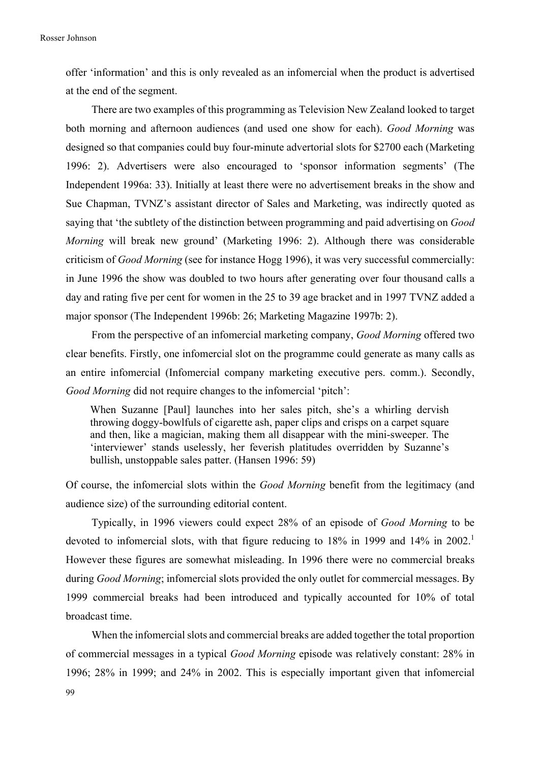offer 'information' and this is only revealed as an infomercial when the product is advertised at the end of the segment.

There are two examples of this programming as Television New Zealand looked to target both morning and afternoon audiences (and used one show for each). *Good Morning* was designed so that companies could buy four-minute advertorial slots for $2700 each (Marketing 1996: 2). Advertisers were also encouraged to 'sponsor information segments' (The Independent 1996a: 33). Initially at least there were no advertisement breaks in the show and Sue Chapman, TVNZ's assistant director of Sales and Marketing, was indirectly quoted as saying that 'the subtlety of the distinction between programming and paid advertising on *Good Morning* will break new ground' (Marketing 1996: 2). Although there was considerable criticism of *Good Morning* (see for instance Hogg 1996), it was very successful commercially: in June 1996 the show was doubled to two hours after generating over four thousand calls a day and rating five per cent for women in the 25 to 39 age bracket and in 1997 TVNZ added a major sponsor (The Independent 1996b: 26; Marketing Magazine 1997b: 2).

From the perspective of an infomercial marketing company, *Good Morning* offered two clear benefits. Firstly, one infomercial slot on the programme could generate as many calls as an entire infomercial (Infomercial company marketing executive pers. comm.). Secondly, *Good Morning* did not require changes to the infomercial 'pitch':

> When Suzanne [Paul] launches into her sales pitch, she's a whirling dervish throwing doggy-bowlfuls of cigarette ash, paper clips and crisps on a carpet square and then, like a magician, making them all disappear with the mini-sweeper. The 'interviewer' stands uselessly, her feverish platitudes overridden by Suzanne's bullish, unstoppable sales patter. (Hansen 1996: 59)

Of course, the infomercial slots within the *Good Morning* benefit from the legitimacy (and audience size) of the surrounding editorial content.

Typically, in 1996 viewers could expect 28% of an episode of *Good Morning* to be devoted to infomercial slots, with that figure reducing to 18% in 1999 and 14% in 2002.[1] However these figures are somewhat misleading. In 1996 there were no commercial breaks during *Good Morning*; infomercial slots provided the only outlet for commercial messages. By 1999 commercial breaks had been introduced and typically accounted for 10% of total broadcast time.

When the infomercial slots and commercial breaks are added together the total proportion of commercial messages in a typical *Good Morning* episode was relatively constant: 28% in 1996; 28% in 1999; and 24% in 2002. This is especially important given that infomercial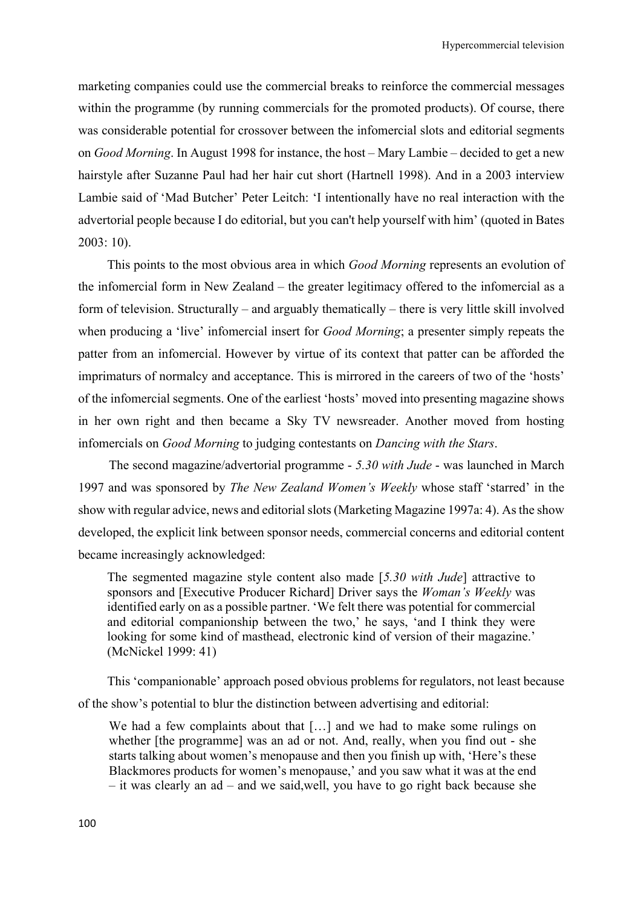marketing companies could use the commercial breaks to reinforce the commercial messages within the programme (by running commercials for the promoted products). Of course, there was considerable potential for crossover between the infomercial slots and editorial segments on *Good Morning*. In August 1998 for instance, the host – Mary Lambie – decided to get a new hairstyle after Suzanne Paul had her hair cut short (Hartnell 1998). And in a 2003 interview Lambie said of 'Mad Butcher' Peter Leitch: 'I intentionally have no real interaction with the advertorial people because I do editorial, but you can't help yourself with him' (quoted in Bates 2003: 10).

This points to the most obvious area in which *Good Morning* represents an evolution of the infomercial form in New Zealand – the greater legitimacy offered to the infomercial as a form of television. Structurally – and arguably thematically – there is very little skill involved when producing a 'live' infomercial insert for *Good Morning*; a presenter simply repeats the patter from an infomercial. However by virtue of its context that patter can be afforded the imprimaturs of normalcy and acceptance. This is mirrored in the careers of two of the 'hosts' of the infomercial segments. One of the earliest 'hosts' moved into presenting magazine shows in her own right and then became a Sky TV newsreader. Another moved from hosting infomercials on *Good Morning* to judging contestants on *Dancing with the Stars*.

The second magazine/advertorial programme - *5.30 with Jude* - was launched in March 1997 and was sponsored by *The New Zealand Women's Weekly* whose staff 'starred' in the show with regular advice, news and editorial slots (Marketing Magazine 1997a: 4). As the show developed, the explicit link between sponsor needs, commercial concerns and editorial content became increasingly acknowledged:

> The segmented magazine style content also made [*5.30 with Jude*] attractive to sponsors and [Executive Producer Richard] Driver says the *Woman's Weekly* was identified early on as a possible partner. 'We felt there was potential for commercial and editorial companionship between the two,' he says, 'and I think they were looking for some kind of masthead, electronic kind of version of their magazine.' (McNickel 1999: 41)

This 'companionable' approach posed obvious problems for regulators, not least because of the show's potential to blur the distinction between advertising and editorial:

> We had a few complaints about that […] and we had to make some rulings on whether [the programme] was an ad or not. And, really, when you find out - she starts talking about women's menopause and then you finish up with, 'Here's these Blackmores products for women's menopause,' and you saw what it was at the end – it was clearly an ad – and we said,well, you have to go right back because she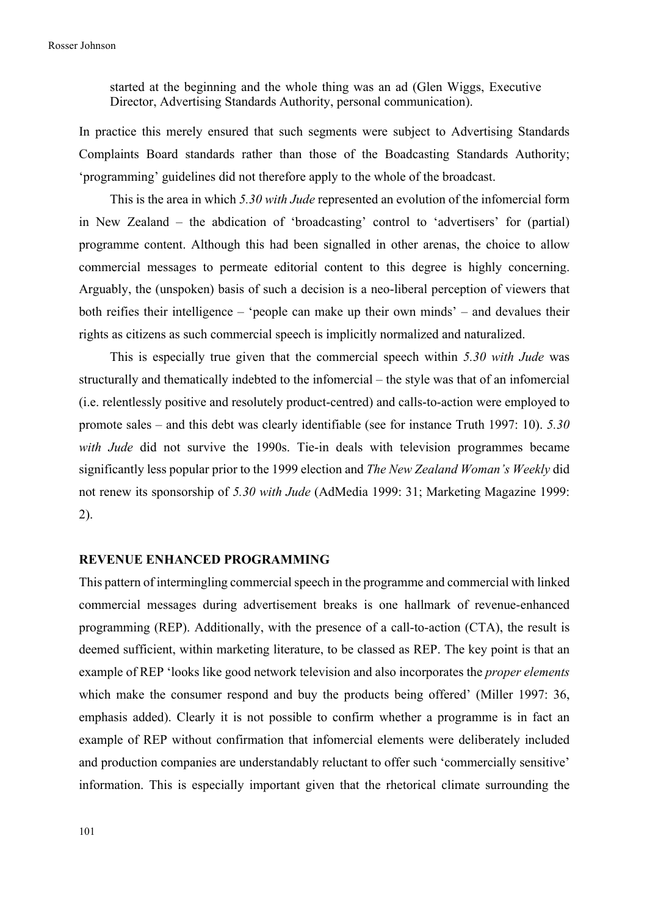started at the beginning and the whole thing was an ad (Glen Wiggs, Executive Director, Advertising Standards Authority, personal communication).

In practice this merely ensured that such segments were subject to Advertising Standards Complaints Board standards rather than those of the Boadcasting Standards Authority; 'programming' guidelines did not therefore apply to the whole of the broadcast.

This is the area in which *5.30 with Jude* represented an evolution of the infomercial form in New Zealand – the abdication of 'broadcasting' control to 'advertisers' for (partial) programme content. Although this had been signalled in other arenas, the choice to allow commercial messages to permeate editorial content to this degree is highly concerning. Arguably, the (unspoken) basis of such a decision is a neo-liberal perception of viewers that both reifies their intelligence – 'people can make up their own minds' – and devalues their rights as citizens as such commercial speech is implicitly normalized and naturalized.

This is especially true given that the commercial speech within *5.30 with Jude* was structurally and thematically indebted to the infomercial – the style was that of an infomercial (i.e. relentlessly positive and resolutely product-centred) and calls-to-action were employed to promote sales – and this debt was clearly identifiable (see for instance Truth 1997: 10). *5.30 with Jude* did not survive the 1990s. Tie-in deals with television programmes became significantly less popular prior to the 1999 election and *The New Zealand Woman's Weekly* did not renew its sponsorship of *5.30 with Jude* (AdMedia 1999: 31; Marketing Magazine 1999: 2).

**REVENUE ENHANCED PROGRAMMING**

This pattern of intermingling commercial speech in the programme and commercial with linked commercial messages during advertisement breaks is one hallmark of revenue-enhanced programming (REP). Additionally, with the presence of a call-to-action (CTA), the result is deemed sufficient, within marketing literature, to be classed as REP. The key point is that an example of REP 'looks like good network television and also incorporates the *proper elements* which make the consumer respond and buy the products being offered' (Miller 1997: 36, emphasis added). Clearly it is not possible to confirm whether a programme is in fact an example of REP without confirmation that infomercial elements were deliberately included and production companies are understandably reluctant to offer such 'commercially sensitive' information. This is especially important given that the rhetorical climate surrounding the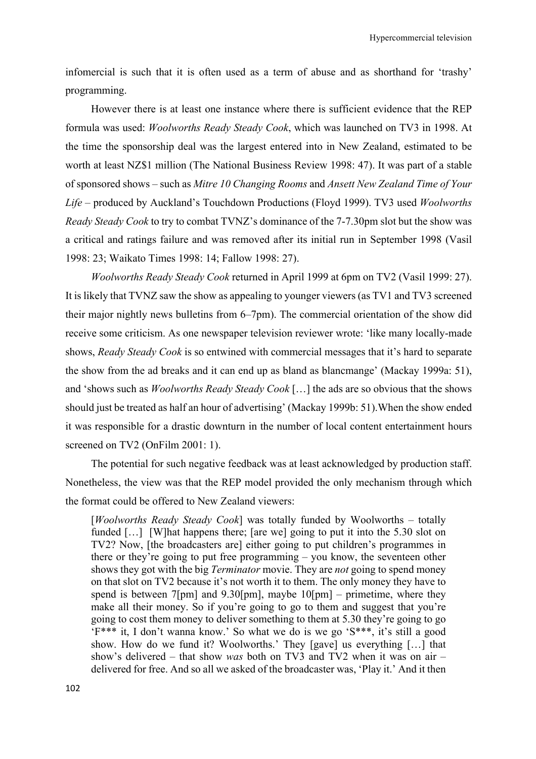infomercial is such that it is often used as a term of abuse and as shorthand for 'trashy' programming.

However there is at least one instance where there is sufficient evidence that the REP formula was used: *Woolworths Ready Steady Cook*, which was launched on TV3 in 1998. At the time the sponsorship deal was the largest entered into in New Zealand, estimated to be worth at least NZ$1 million (The National Business Review 1998: 47). It was part of a stable of sponsored shows – such as *Mitre 10 Changing Rooms* and *Ansett New Zealand Time of Your Life* – produced by Auckland's Touchdown Productions (Floyd 1999). TV3 used *Woolworths Ready Steady Cook* to try to combat TVNZ's dominance of the 7-7.30pm slot but the show was a critical and ratings failure and was removed after its initial run in September 1998 (Vasil 1998: 23; Waikato Times 1998: 14; Fallow 1998: 27).

*Woolworths Ready Steady Cook* returned in April 1999 at 6pm on TV2 (Vasil 1999: 27). It is likely that TVNZ saw the show as appealing to younger viewers (as TV1 and TV3 screened their major nightly news bulletins from 6–7pm). The commercial orientation of the show did receive some criticism. As one newspaper television reviewer wrote: 'like many locally-made shows, *Ready Steady Cook* is so entwined with commercial messages that it's hard to separate the show from the ad breaks and it can end up as bland as blancmange' (Mackay 1999a: 51), and 'shows such as *Woolworths Ready Steady Cook* […] the ads are so obvious that the shows should just be treated as half an hour of advertising' (Mackay 1999b: 51).When the show ended it was responsible for a drastic downturn in the number of local content entertainment hours screened on TV2 (OnFilm 2001: 1).

The potential for such negative feedback was at least acknowledged by production staff. Nonetheless, the view was that the REP model provided the only mechanism through which the format could be offered to New Zealand viewers:

> [*Woolworths Ready Steady Cook*] was totally funded by Woolworths – totally funded […] [W]hat happens there; [are we] going to put it into the 5.30 slot on TV2? Now, [the broadcasters are] either going to put children's programmes in there or they're going to put free programming – you know, the seventeen other shows they got with the big *Terminator* movie. They are *not* going to spend money on that slot on TV2 because it's not worth it to them. The only money they have to spend is between 7[pm] and 9.30[pm], maybe 10[pm] – primetime, where they make all their money. So if you're going to go to them and suggest that you're going to cost them money to deliver something to them at 5.30 they're going to go 'F*** it, I don't wanna know.' So what we do is we go 'S***, it's still a good show. How do we fund it? Woolworths.' They [gave] us everything […] that show's delivered – that show *was* both on TV3 and TV2 when it was on air – delivered for free. And so all we asked of the broadcaster was, 'Play it.' And it then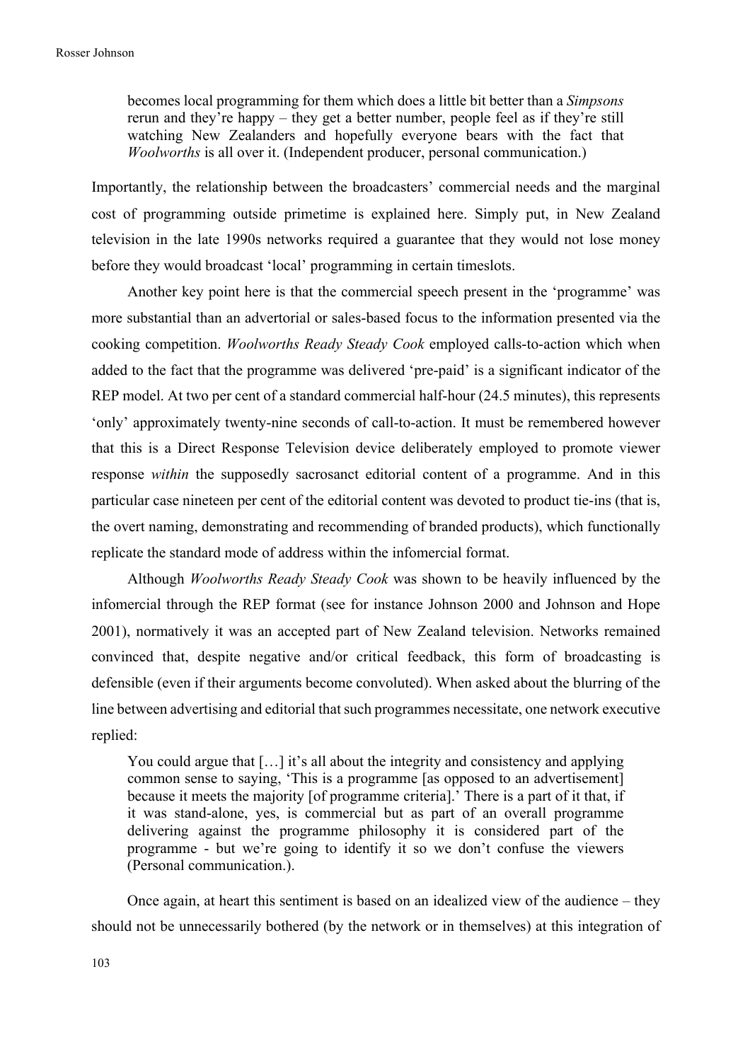> becomes local programming for them which does a little bit better than a *Simpsons* rerun and they're happy – they get a better number, people feel as if they're still watching New Zealanders and hopefully everyone bears with the fact that *Woolworths* is all over it. (Independent producer, personal communication.)

Importantly, the relationship between the broadcasters' commercial needs and the marginal cost of programming outside primetime is explained here. Simply put, in New Zealand television in the late 1990s networks required a guarantee that they would not lose money before they would broadcast 'local' programming in certain timeslots.

Another key point here is that the commercial speech present in the 'programme' was more substantial than an advertorial or sales-based focus to the information presented via the cooking competition. *Woolworths Ready Steady Cook* employed calls-to-action which when added to the fact that the programme was delivered 'pre-paid' is a significant indicator of the REP model. At two per cent of a standard commercial half-hour (24.5 minutes), this represents 'only' approximately twenty-nine seconds of call-to-action. It must be remembered however that this is a Direct Response Television device deliberately employed to promote viewer response *within* the supposedly sacrosanct editorial content of a programme. And in this particular case nineteen per cent of the editorial content was devoted to product tie-ins (that is, the overt naming, demonstrating and recommending of branded products), which functionally replicate the standard mode of address within the infomercial format.

Although *Woolworths Ready Steady Cook* was shown to be heavily influenced by the infomercial through the REP format (see for instance Johnson 2000 and Johnson and Hope 2001), normatively it was an accepted part of New Zealand television. Networks remained convinced that, despite negative and/or critical feedback, this form of broadcasting is defensible (even if their arguments become convoluted). When asked about the blurring of the line between advertising and editorial that such programmes necessitate, one network executive replied:

> You could argue that […] it's all about the integrity and consistency and applying common sense to saying, 'This is a programme [as opposed to an advertisement] because it meets the majority [of programme criteria].' There is a part of it that, if it was stand-alone, yes, is commercial but as part of an overall programme delivering against the programme philosophy it is considered part of the programme - but we're going to identify it so we don't confuse the viewers (Personal communication.).

Once again, at heart this sentiment is based on an idealized view of the audience – they should not be unnecessarily bothered (by the network or in themselves) at this integration of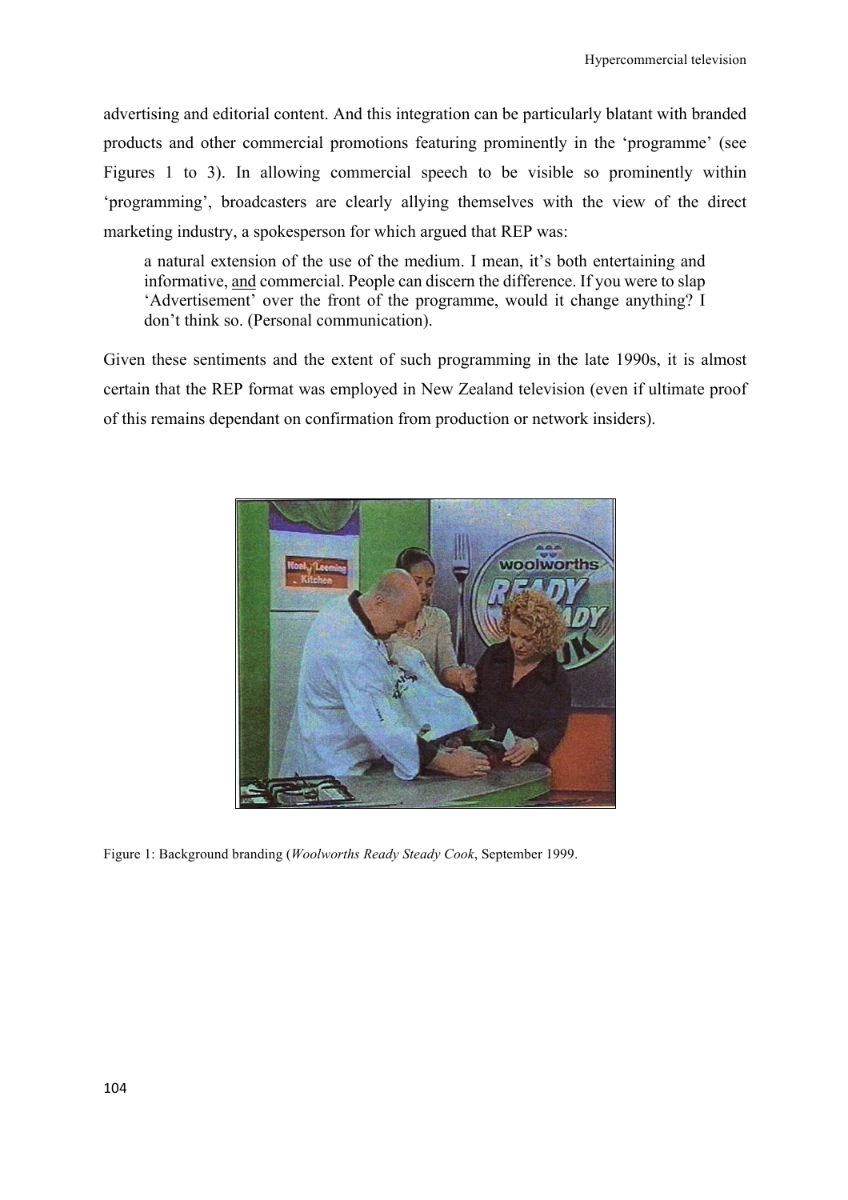advertising and editorial content. And this integration can be particularly blatant with branded products and other commercial promotions featuring prominently in the 'programme' (see Figures 1 to 3). In allowing commercial speech to be visible so prominently within 'programming', broadcasters are clearly allying themselves with the view of the direct marketing industry, a spokesperson for which argued that REP was:

> a natural extension of the use of the medium. I mean, it's both entertaining and informative, <u>and</u> commercial. People can discern the difference. If you were to slap 'Advertisement' over the front of the programme, would it change anything? I don't think so. (Personal communication).

Given these sentiments and the extent of such programming in the late 1990s, it is almost certain that the REP format was employed in New Zealand television (even if ultimate proof of this remains dependant on confirmation from production or network insiders).

Figure 1: Background branding (*Woolworths Ready Steady Cook*, September 1999.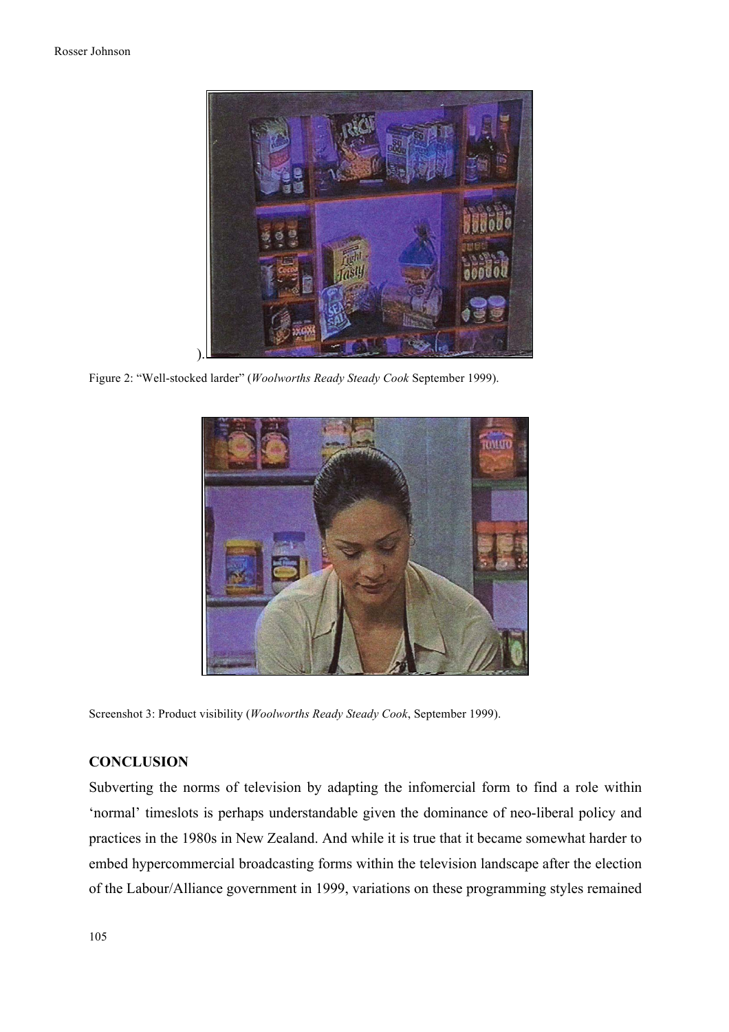).

Figure 2: “Well-stocked larder” (*Woolworths Ready Steady Cook* September 1999).

Screenshot 3: Product visibility (*Woolworths Ready Steady Cook*, September 1999).

## CONCLUSION

Subverting the norms of television by adapting the infomercial form to find a role within ‘normal’ timeslots is perhaps understandable given the dominance of neo-liberal policy and practices in the 1980s in New Zealand. And while it is true that it became somewhat harder to embed hypercommercial broadcasting forms within the television landscape after the election of the Labour/Alliance government in 1999, variations on these programming styles remained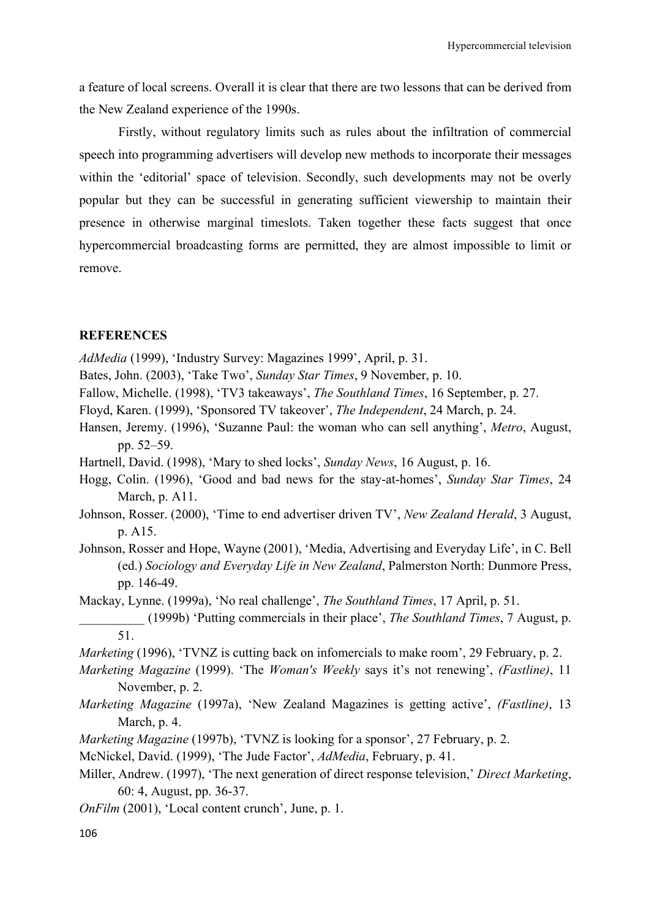a feature of local screens. Overall it is clear that there are two lessons that can be derived from the New Zealand experience of the 1990s.

Firstly, without regulatory limits such as rules about the infiltration of commercial speech into programming advertisers will develop new methods to incorporate their messages within the 'editorial' space of television. Secondly, such developments may not be overly popular but they can be successful in generating sufficient viewership to maintain their presence in otherwise marginal timeslots. Taken together these facts suggest that once hypercommercial broadcasting forms are permitted, they are almost impossible to limit or remove.

**REFERENCES**

*AdMedia* (1999), 'Industry Survey: Magazines 1999', April, p. 31.

Bates, John. (2003), 'Take Two', *Sunday Star Times*, 9 November, p. 10.

Fallow, Michelle. (1998), 'TV3 takeaways', *The Southland Times*, 16 September, p. 27.

Floyd, Karen. (1999), 'Sponsored TV takeover', *The Independent*, 24 March, p. 24.

Hansen, Jeremy. (1996), 'Suzanne Paul: the woman who can sell anything', *Metro*, August, pp. 52–59.

Hartnell, David. (1998), 'Mary to shed locks', *Sunday News*, 16 August, p. 16.

Hogg, Colin. (1996), 'Good and bad news for the stay-at-homes', *Sunday Star Times*, 24 March, p. A11.

Johnson, Rosser. (2000), 'Time to end advertiser driven TV', *New Zealand Herald*, 3 August, p. A15.

Johnson, Rosser and Hope, Wayne (2001), 'Media, Advertising and Everyday Life', in C. Bell (ed.) *Sociology and Everyday Life in New Zealand*, Palmerston North: Dunmore Press, pp. 146-49.

Mackay, Lynne. (1999a), 'No real challenge', *The Southland Times*, 17 April, p. 51.

__________ (1999b) 'Putting commercials in their place', *The Southland Times*, 7 August, p. 51.

*Marketing* (1996), 'TVNZ is cutting back on infomercials to make room', 29 February, p. 2.

*Marketing Magazine* (1999). 'The *Woman's Weekly* says it's not renewing', *(Fastline)*, 11 November, p. 2.

*Marketing Magazine* (1997a), 'New Zealand Magazines is getting active', *(Fastline)*, 13 March, p. 4.

*Marketing Magazine* (1997b), 'TVNZ is looking for a sponsor', 27 February, p. 2.

McNickel, David. (1999), 'The Jude Factor', *AdMedia*, February, p. 41.

Miller, Andrew. (1997), 'The next generation of direct response television,' *Direct Marketing*, 60: 4, August, pp. 36-37.

*OnFilm* (2001), 'Local content crunch', June, p. 1.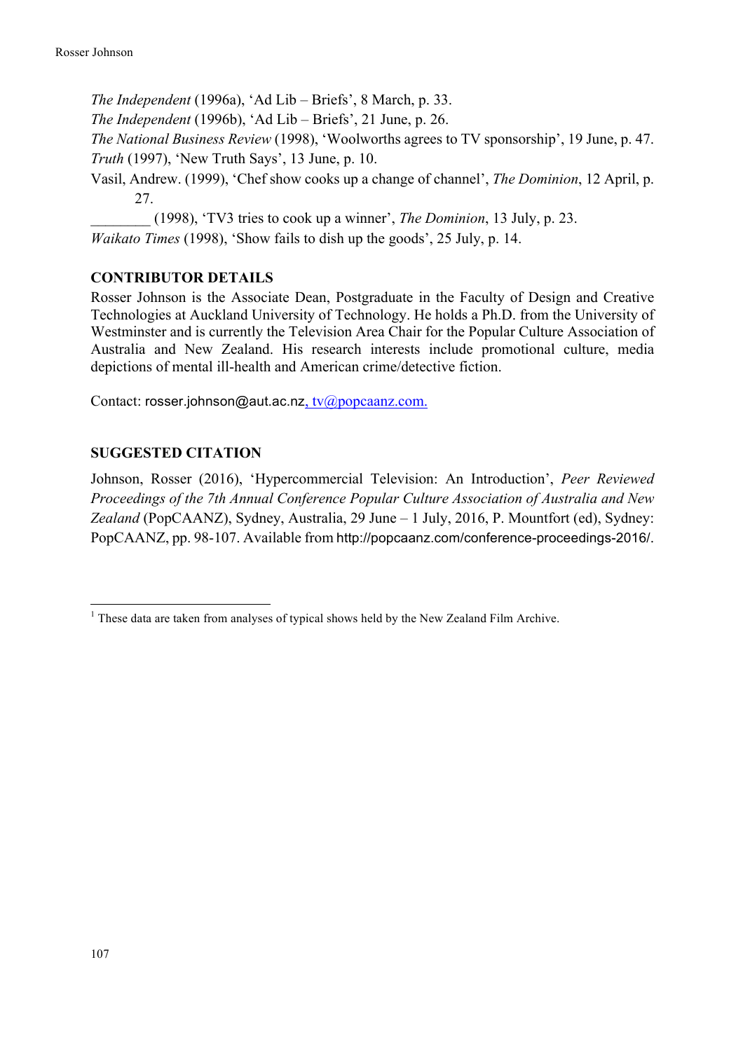*The Independent* (1996a), 'Ad Lib – Briefs', 8 March, p. 33.

*The Independent* (1996b), 'Ad Lib – Briefs', 21 June, p. 26.

*The National Business Review* (1998), 'Woolworths agrees to TV sponsorship', 19 June, p. 47.

*Truth* (1997), 'New Truth Says', 13 June, p. 10.

Vasil, Andrew. (1999), 'Chef show cooks up a change of channel', *The Dominion*, 12 April, p. 27.

________ (1998), 'TV3 tries to cook up a winner', *The Dominion*, 13 July, p. 23.

*Waikato Times* (1998), 'Show fails to dish up the goods', 25 July, p. 14.

**CONTRIBUTOR DETAILS**

Rosser Johnson is the Associate Dean, Postgraduate in the Faculty of Design and Creative Technologies at Auckland University of Technology. He holds a Ph.D. from the University of Westminster and is currently the Television Area Chair for the Popular Culture Association of Australia and New Zealand. His research interests include promotional culture, media depictions of mental ill-health and American crime/detective fiction.

Contact: rosser.johnson@aut.ac.nz, tv@popcaanz.com.

**SUGGESTED CITATION**

Johnson, Rosser (2016), 'Hypercommercial Television: An Introduction', *Peer Reviewed Proceedings of the 7th Annual Conference Popular Culture Association of Australia and New Zealand* (PopCAANZ), Sydney, Australia, 29 June – 1 July, 2016, P. Mountfort (ed), Sydney: PopCAANZ, pp. 98-107. Available from http://popcaanz.com/conference-proceedings-2016/.

---

[1] These data are taken from analyses of typical shows held by the New Zealand Film Archive.